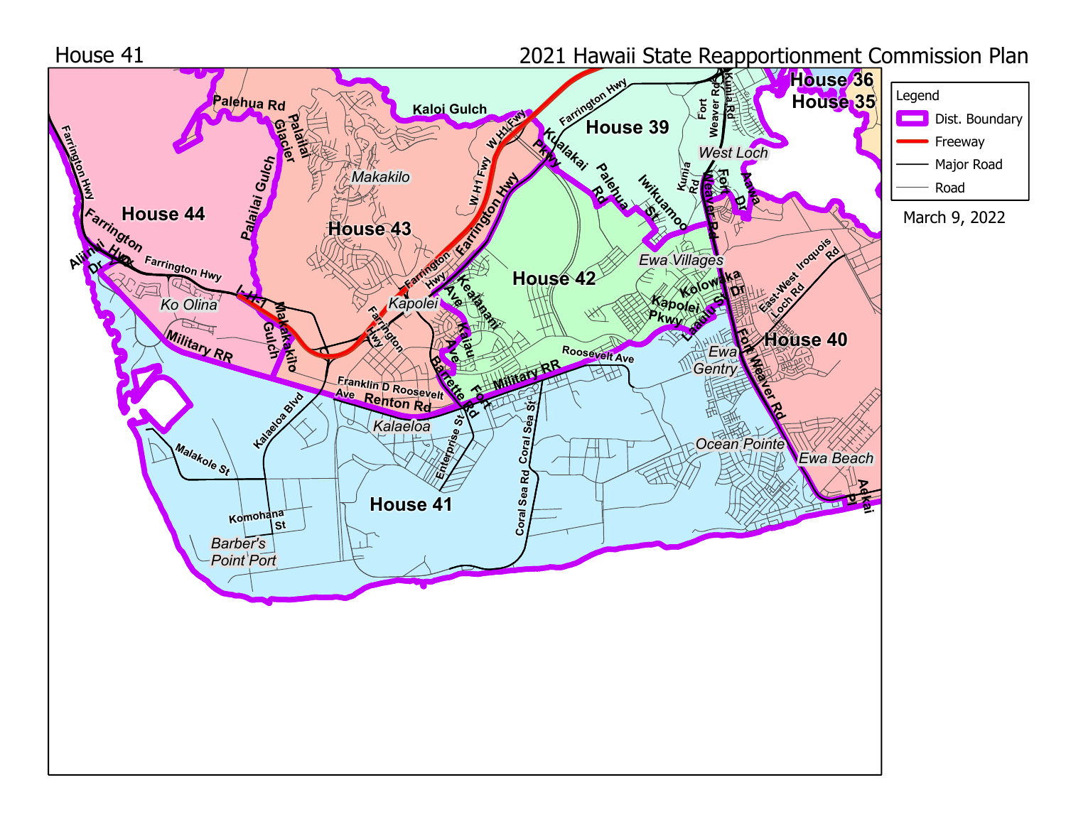House 41

2021 Hawaii State Reapportionment Commission Plan

Legend
Dist. Boundary
Freeway
Major Road
Road

March 9, 2022

House 35
House 36
House 39
House 40
House 41
House 42
House 43
House 44

Makakilo
Kapolei
Ko Olina
Kalaeloa
Barber's Point Port
Ewa Villages
Ewa Gentry
Ocean Pointe
Ewa Beach
West Loch

Palehua Rd
Palailai Glacier
Palailai Gulch
Kaloi Gulch
Farrington Hwy
W H1 Fwy
Kualakai Pkwy
Palehua Rd
Iwikuamoo St
Kunia Rd
Fort Weaver Rd
Kunia Rd
Fort Weaver Rd
Aawa Dr
Aliinui Dr
I-H1
Makakilo Gulch
Kealanani Ave
Kaiau Ave
Barrette Rd
Fort
Military RR
Roosevelt Ave
Kolowaka Dr
Kapolei Pkwy
Laaulu St
East-West Loch Rd
Iroquois Rd
Franklin D Roosevelt Ave
Renton Rd
Kalaeloa Blvd
Malakole St
Komohana St
Enterprise St
Coral Sea St
Coral Sea Rd
Aekai Pl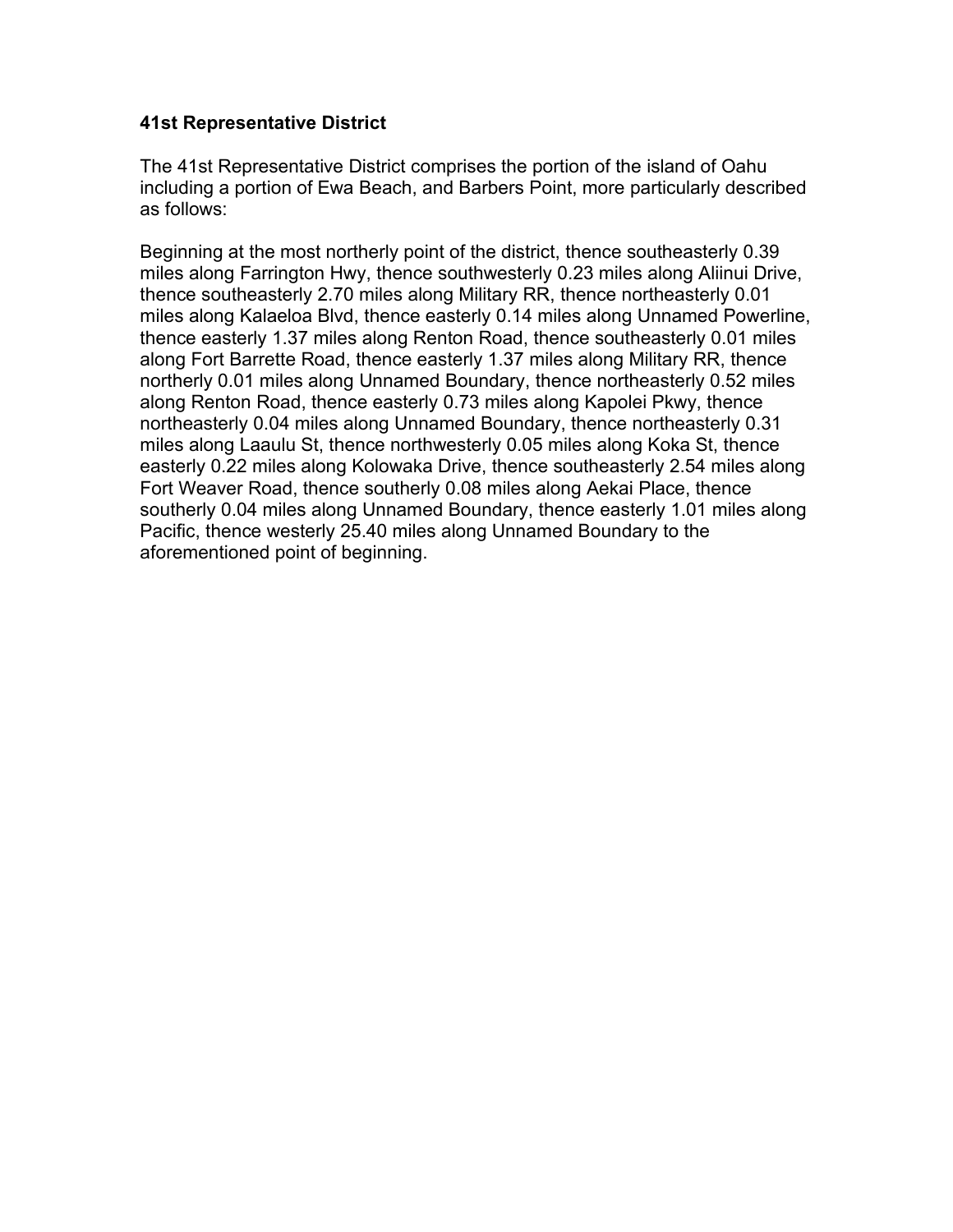**41st Representative District**

The 41st Representative District comprises the portion of the island of Oahu including a portion of Ewa Beach, and Barbers Point, more particularly described as follows:

Beginning at the most northerly point of the district, thence southeasterly 0.39 miles along Farrington Hwy, thence southwesterly 0.23 miles along Aliinui Drive, thence southeasterly 2.70 miles along Military RR, thence northeasterly 0.01 miles along Kalaeloa Blvd, thence easterly 0.14 miles along Unnamed Powerline, thence easterly 1.37 miles along Renton Road, thence southeasterly 0.01 miles along Fort Barrette Road, thence easterly 1.37 miles along Military RR, thence northerly 0.01 miles along Unnamed Boundary, thence northeasterly 0.52 miles along Renton Road, thence easterly 0.73 miles along Kapolei Pkwy, thence northeasterly 0.04 miles along Unnamed Boundary, thence northeasterly 0.31 miles along Laaulu St, thence northwesterly 0.05 miles along Koka St, thence easterly 0.22 miles along Kolowaka Drive, thence southeasterly 2.54 miles along Fort Weaver Road, thence southerly 0.08 miles along Aekai Place, thence southerly 0.04 miles along Unnamed Boundary, thence easterly 1.01 miles along Pacific, thence westerly 25.40 miles along Unnamed Boundary to the aforementioned point of beginning.